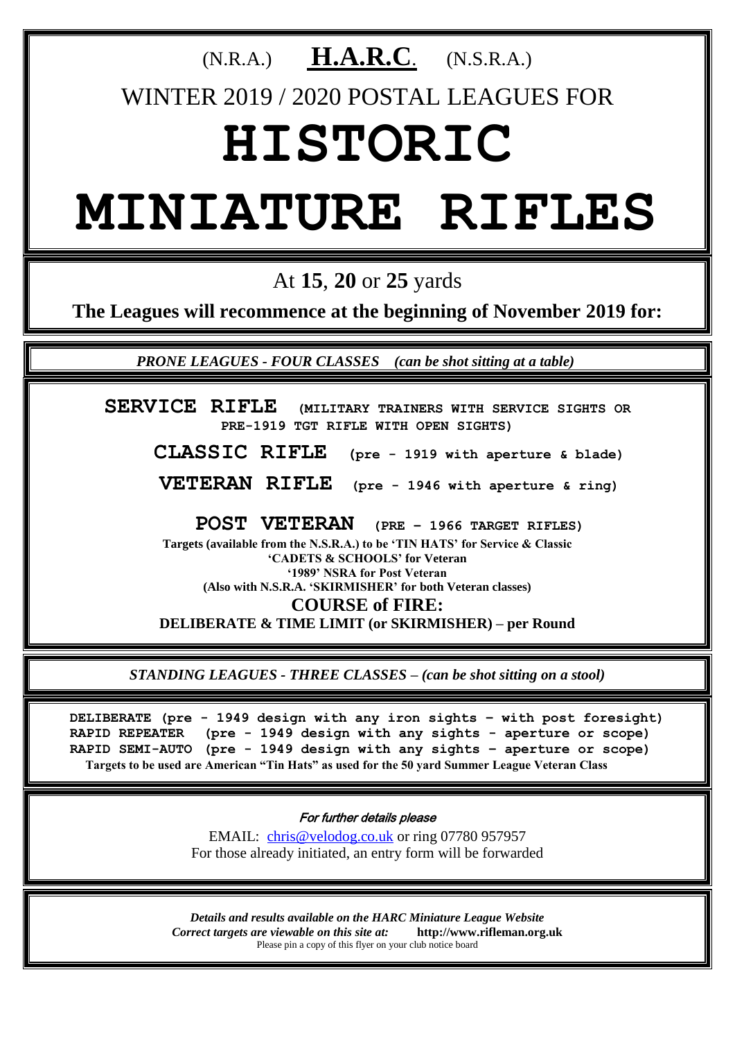(N.R.A.) **H.A.R.C**. (N.S.R.A.)

WINTER 2019 / 2020 POSTAL LEAGUES FOR

# HISTORIC MINIATURE RIFLES

At **15**, **20** or **25** yards

**The Leagues will recommence at the beginning of November 2019 for:**

*PRONE LEAGUES - FOUR CLASSES (can be shot sitting at a table)*

**SERVICE RIFLE** **(MILITARY TRAINERS WITH SERVICE SIGHTS OR PRE-1919 TGT RIFLE WITH OPEN SIGHTS)**

**CLASSIC RIFLE** **(pre - 1919 with aperture & blade)**

**VETERAN RIFLE** **(pre - 1946 with aperture & ring)**

**POST VETERAN** **(PRE – 1966 TARGET RIFLES)**

**Targets (available from the N.S.R.A.) to be 'TIN HATS' for Service & Classic**
**'CADETS & SCHOOLS' for Veteran**
**'1989' NSRA for Post Veteran**
**(Also with N.S.R.A. 'SKIRMISHER' for both Veteran classes)**

**COURSE of FIRE:**

**DELIBERATE & TIME LIMIT (or SKIRMISHER) – per Round**

*STANDING LEAGUES - THREE CLASSES – (can be shot sitting on a stool)*

**DELIBERATE (pre - 1949 design with any iron sights – with post foresight)**
**RAPID REPEATER (pre - 1949 design with any sights - aperture or scope)**
**RAPID SEMI-AUTO (pre - 1949 design with any sights – aperture or scope)**
**Targets to be used are American "Tin Hats" as used for the 50 yard Summer League Veteran Class**

*For further details please*

EMAIL: chris@velodog.co.uk or ring 07780 957957
For those already initiated, an entry form will be forwarded

***Details and results available on the HARC Miniature League Website***
***Correct targets are viewable on this site at:*** **http://www.rifleman.org.uk**
Please pin a copy of this flyer on your club notice board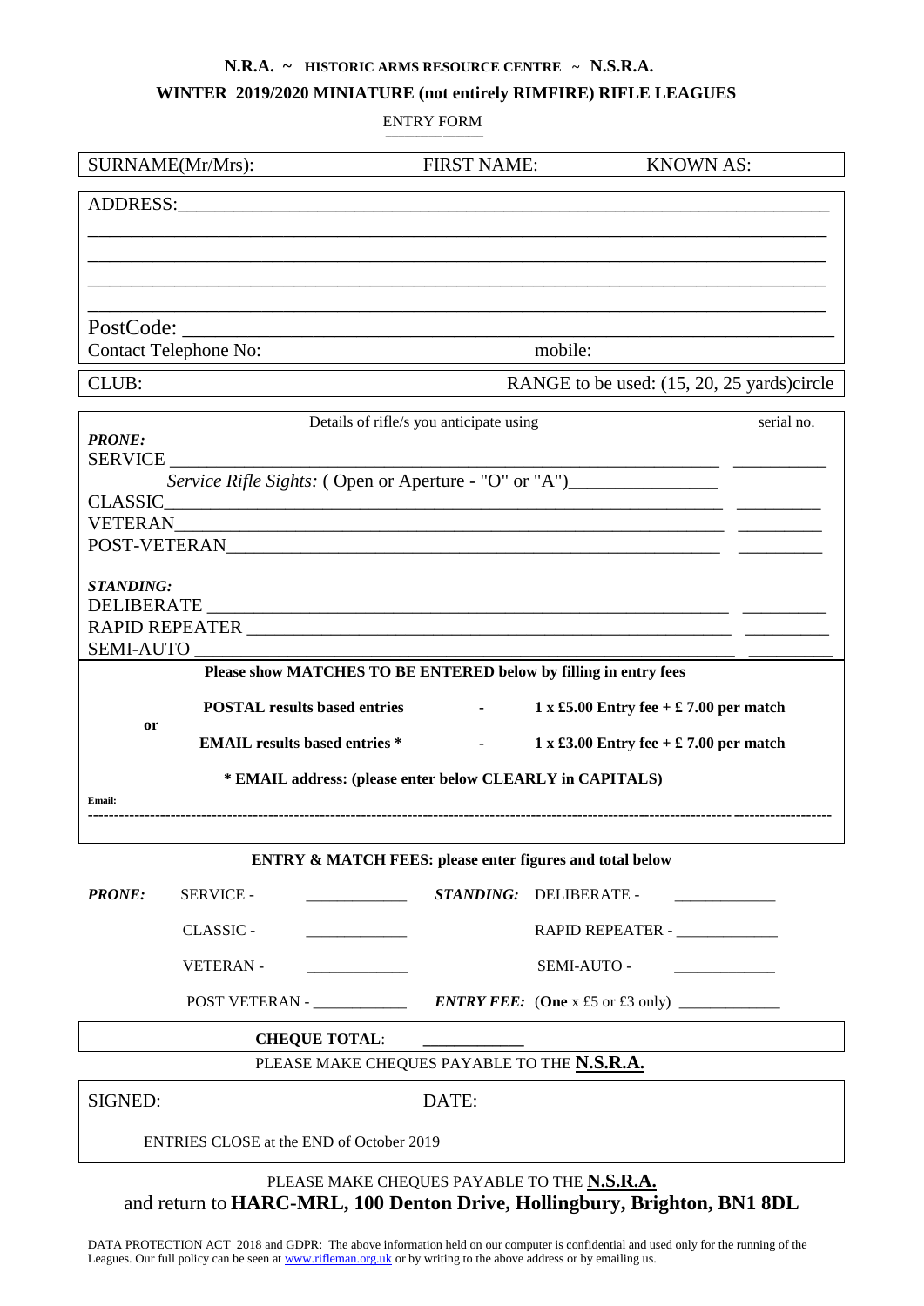**N.R.A. ~ HISTORIC ARMS RESOURCE CENTRE ~ N.S.R.A.**

**WINTER 2019/2020 MINIATURE (not entirely RIMFIRE) RIFLE LEAGUES**

ENTRY FORM

SURNAME(Mr/Mrs): FIRST NAME: KNOWN AS:

ADDRESS:____________________________________________________________

____________________________________________________________

____________________________________________________________

____________________________________________________________

____________________________________________________________

PostCode: ____________________________________________________________

Contact Telephone No: mobile:

CLUB: RANGE to be used: (15, 20, 25 yards)circle

Details of rifle/s you anticipate using serial no.

***PRONE:***

SERVICE ______________________________________________________ __________

*Service Rifle Sights:* ( Open or Aperture - "O" or "A")________________

CLASSIC______________________________________________________ __________

VETERAN______________________________________________________ __________

POST-VETERAN_________________________________________________ __________

***STANDING:***

DELIBERATE ___________________________________________________ __________

RAPID REPEATER ______________________________________________ __________

SEMI-AUTO ____________________________________________________ __________

**Please show MATCHES TO BE ENTERED below by filling in entry fees**

**POSTAL results based entries** - **1 x £5.00 Entry fee + £ 7.00 per match**

**or**

**EMAIL results based entries \*** - **1 x £3.00 Entry fee + £ 7.00 per match**

**\* EMAIL address: (please enter below CLEARLY in CAPITALS)**

**Email:**

---

**ENTRY & MATCH FEES: please enter figures and total below**

| | | | | |
|---|---|---|---|---|
| ***PRONE:*** | SERVICE - | _____________ | ***STANDING:*** DELIBERATE - | _____________ |
| | CLASSIC - | _____________ | RAPID REPEATER - | _____________ |
| | VETERAN - | _____________ | SEMI-AUTO - | _____________ |
| | POST VETERAN - | _____________ | ***ENTRY FEE:*** (**One** x £5 or £3 only) | _____________ |

**CHEQUE TOTAL**: _____________

PLEASE MAKE CHEQUES PAYABLE TO THE **N.S.R.A.**

SIGNED: DATE:

ENTRIES CLOSE at the END of October 2019

PLEASE MAKE CHEQUES PAYABLE TO THE **N.S.R.A.**

and return to **HARC-MRL, 100 Denton Drive, Hollingbury, Brighton, BN1 8DL**

DATA PROTECTION ACT 2018 and GDPR: The above information held on our computer is confidential and used only for the running of the Leagues. Our full policy can be seen at www.rifleman.org.uk or by writing to the above address or by emailing us.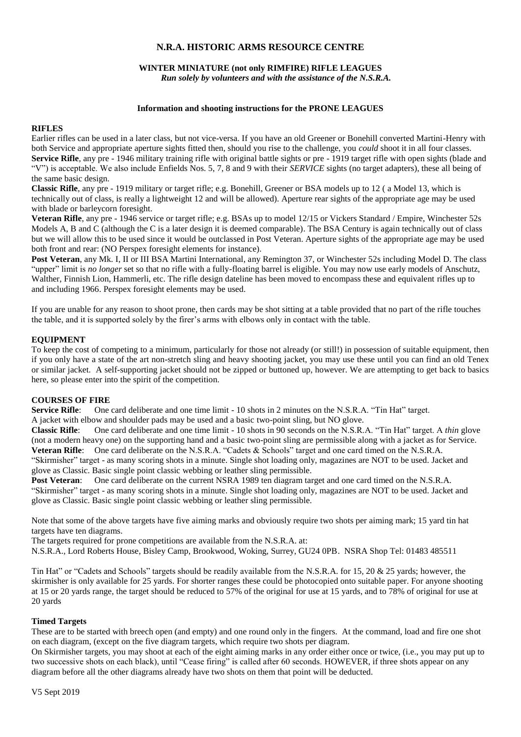# N.R.A. HISTORIC ARMS RESOURCE CENTRE

## WINTER MINIATURE (not only RIMFIRE) RIFLE LEAGUES

*Run solely by volunteers and with the assistance of the N.S.R.A.*

### Information and shooting instructions for the PRONE LEAGUES

**RIFLES**

Earlier rifles can be used in a later class, but not vice-versa. If you have an old Greener or Bonehill converted Martini-Henry with both Service and appropriate aperture sights fitted then, should you rise to the challenge, you *could* shoot it in all four classes.

**Service Rifle**, any pre - 1946 military training rifle with original battle sights or pre - 1919 target rifle with open sights (blade and "V") is acceptable. We also include Enfields Nos. 5, 7, 8 and 9 with their *SERVICE* sights (no target adapters), these all being of the same basic design.

**Classic Rifle**, any pre - 1919 military or target rifle; e.g. Bonehill, Greener or BSA models up to 12 ( a Model 13, which is technically out of class, is really a lightweight 12 and will be allowed). Aperture rear sights of the appropriate age may be used with blade or barleycorn foresight.

**Veteran Rifle**, any pre - 1946 service or target rifle; e.g. BSAs up to model 12/15 or Vickers Standard / Empire, Winchester 52s Models A, B and C (although the C is a later design it is deemed comparable). The BSA Century is again technically out of class but we will allow this to be used since it would be outclassed in Post Veteran. Aperture sights of the appropriate age may be used both front and rear: (NO Perspex foresight elements for instance).

**Post Veteran**, any Mk. I, II or III BSA Martini International, any Remington 37, or Winchester 52s including Model D. The class "upper" limit is *no longer* set so that no rifle with a fully-floating barrel is eligible. You may now use early models of Anschutz, Walther, Finnish Lion, Hammerli, etc. The rifle design dateline has been moved to encompass these and equivalent rifles up to and including 1966. Perspex foresight elements may be used.

If you are unable for any reason to shoot prone, then cards may be shot sitting at a table provided that no part of the rifle touches the table, and it is supported solely by the firer's arms with elbows only in contact with the table.

**EQUIPMENT**

To keep the cost of competing to a minimum, particularly for those not already (or still!) in possession of suitable equipment, then if you only have a state of the art non-stretch sling and heavy shooting jacket, you may use these until you can find an old Tenex or similar jacket. A self-supporting jacket should not be zipped or buttoned up, however. We are attempting to get back to basics here, so please enter into the spirit of the competition.

**COURSES OF FIRE**

**Service Rifle**: One card deliberate and one time limit - 10 shots in 2 minutes on the N.S.R.A. "Tin Hat" target. A jacket with elbow and shoulder pads may be used and a basic two-point sling, but NO glove.

**Classic Rifle**: One card deliberate and one time limit - 10 shots in 90 seconds on the N.S.R.A. "Tin Hat" target. A *thin* glove (not a modern heavy one) on the supporting hand and a basic two-point sling are permissible along with a jacket as for Service.

**Veteran Rifle**: One card deliberate on the N.S.R.A. "Cadets & Schools" target and one card timed on the N.S.R.A. "Skirmisher" target - as many scoring shots in a minute. Single shot loading only, magazines are NOT to be used. Jacket and glove as Classic. Basic single point classic webbing or leather sling permissible.

**Post Veteran**: One card deliberate on the current NSRA 1989 ten diagram target and one card timed on the N.S.R.A. "Skirmisher" target - as many scoring shots in a minute. Single shot loading only, magazines are NOT to be used. Jacket and glove as Classic. Basic single point classic webbing or leather sling permissible.

Note that some of the above targets have five aiming marks and obviously require two shots per aiming mark; 15 yard tin hat targets have ten diagrams.

The targets required for prone competitions are available from the N.S.R.A. at:

N.S.R.A., Lord Roberts House, Bisley Camp, Brookwood, Woking, Surrey, GU24 0PB. NSRA Shop Tel: 01483 485511

Tin Hat" or "Cadets and Schools" targets should be readily available from the N.S.R.A. for 15, 20 & 25 yards; however, the skirmisher is only available for 25 yards. For shorter ranges these could be photocopied onto suitable paper. For anyone shooting at 15 or 20 yards range, the target should be reduced to 57% of the original for use at 15 yards, and to 78% of original for use at 20 yards

**Timed Targets**

These are to be started with breech open (and empty) and one round only in the fingers. At the command, load and fire one shot on each diagram, (except on the five diagram targets, which require two shots per diagram.

On Skirmisher targets, you may shoot at each of the eight aiming marks in any order either once or twice, (i.e., you may put up to two successive shots on each black), until "Cease firing" is called after 60 seconds. HOWEVER, if three shots appear on any diagram before all the other diagrams already have two shots on them that point will be deducted.

V5 Sept 2019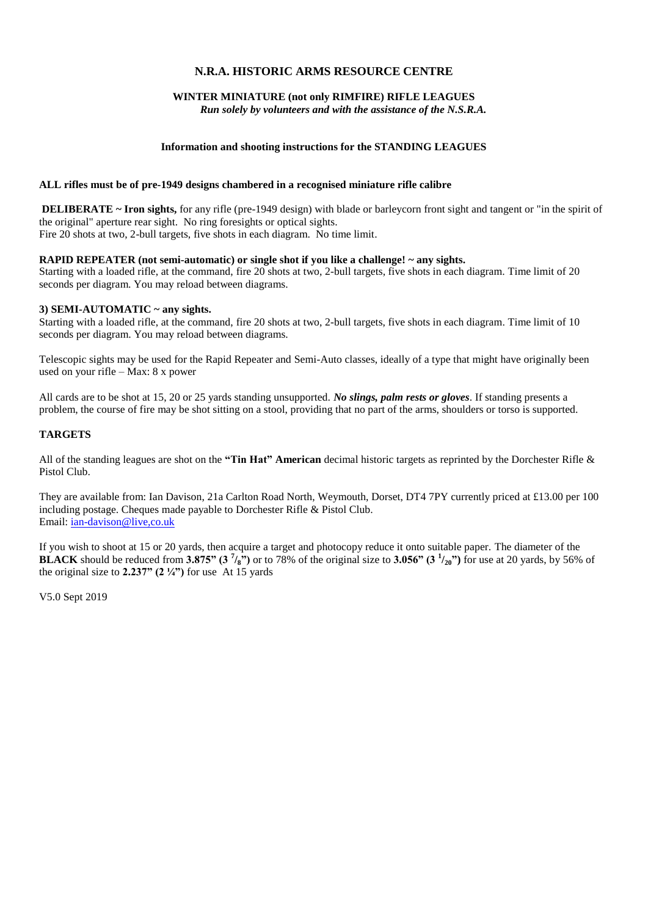# N.R.A. HISTORIC ARMS RESOURCE CENTRE

## WINTER MINIATURE (not only RIMFIRE) RIFLE LEAGUES

*Run solely by volunteers and with the assistance of the N.S.R.A.*

### Information and shooting instructions for the STANDING LEAGUES

**ALL rifles must be of pre-1949 designs chambered in a recognised miniature rifle calibre**

**DELIBERATE ~ Iron sights,** for any rifle (pre-1949 design) with blade or barleycorn front sight and tangent or "in the spirit of the original" aperture rear sight. No ring foresights or optical sights.
Fire 20 shots at two, 2-bull targets, five shots in each diagram. No time limit.

**RAPID REPEATER (not semi-automatic) or single shot if you like a challenge! ~ any sights.**
Starting with a loaded rifle, at the command, fire 20 shots at two, 2-bull targets, five shots in each diagram. Time limit of 20 seconds per diagram. You may reload between diagrams.

**3) SEMI-AUTOMATIC ~ any sights.**
Starting with a loaded rifle, at the command, fire 20 shots at two, 2-bull targets, five shots in each diagram. Time limit of 10 seconds per diagram. You may reload between diagrams.

Telescopic sights may be used for the Rapid Repeater and Semi-Auto classes, ideally of a type that might have originally been used on your rifle – Max: 8 x power

All cards are to be shot at 15, 20 or 25 yards standing unsupported. ***No slings, palm rests or gloves***. If standing presents a problem, the course of fire may be shot sitting on a stool, providing that no part of the arms, shoulders or torso is supported.

### TARGETS

All of the standing leagues are shot on the **"Tin Hat" American** decimal historic targets as reprinted by the Dorchester Rifle & Pistol Club.

They are available from: Ian Davison, 21a Carlton Road North, Weymouth, Dorset, DT4 7PY currently priced at £13.00 per 100 including postage. Cheques made payable to Dorchester Rifle & Pistol Club.
Email: ian-davison@live,co.uk

If you wish to shoot at 15 or 20 yards, then acquire a target and photocopy reduce it onto suitable paper. The diameter of the **BLACK** should be reduced from **3.875" (3 7/8")** or to 78% of the original size to **3.056" (3 1/20")** for use at 20 yards, by 56% of the original size to **2.237" (2 ¼")** for use At 15 yards

V5.0 Sept 2019